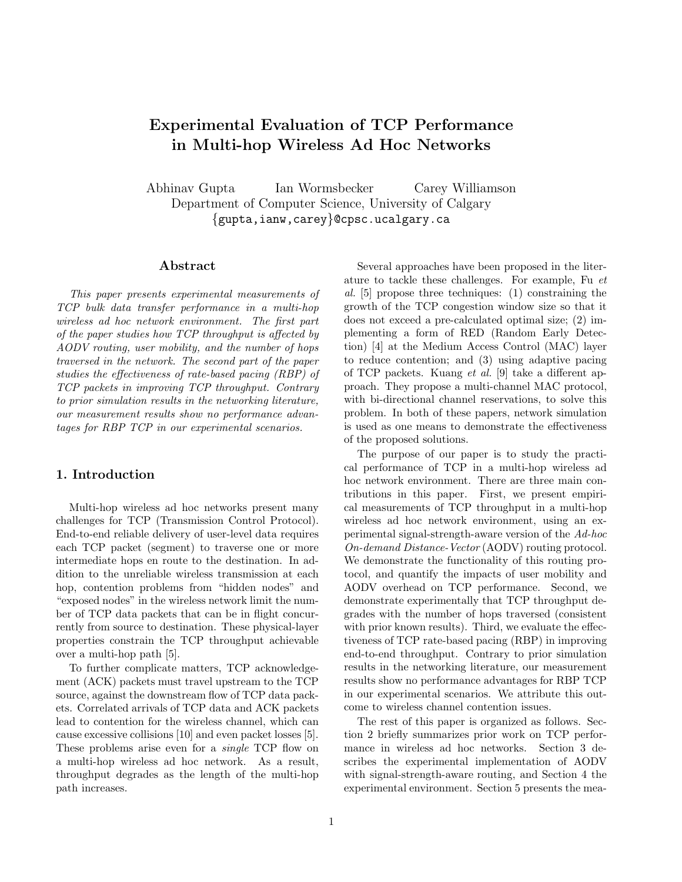# Experimental Evaluation of TCP Performance in Multi-hop Wireless Ad Hoc Networks

Abhinav Gupta  Ian Wormsbecker  Carey Williamson
Department of Computer Science, University of Calgary
{gupta,ianw,carey}@cpsc.ucalgary.ca

## Abstract

*This paper presents experimental measurements of TCP bulk data transfer performance in a multi-hop wireless ad hoc network environment. The first part of the paper studies how TCP throughput is affected by AODV routing, user mobility, and the number of hops traversed in the network. The second part of the paper studies the effectiveness of rate-based pacing (RBP) of TCP packets in improving TCP throughput. Contrary to prior simulation results in the networking literature, our measurement results show no performance advantages for RBP TCP in our experimental scenarios.*

## 1. Introduction

Multi-hop wireless ad hoc networks present many challenges for TCP (Transmission Control Protocol). End-to-end reliable delivery of user-level data requires each TCP packet (segment) to traverse one or more intermediate hops en route to the destination. In addition to the unreliable wireless transmission at each hop, contention problems from "hidden nodes" and "exposed nodes" in the wireless network limit the number of TCP data packets that can be in flight concurrently from source to destination. These physical-layer properties constrain the TCP throughput achievable over a multi-hop path [5].

To further complicate matters, TCP acknowledgement (ACK) packets must travel upstream to the TCP source, against the downstream flow of TCP data packets. Correlated arrivals of TCP data and ACK packets lead to contention for the wireless channel, which can cause excessive collisions [10] and even packet losses [5]. These problems arise even for a *single* TCP flow on a multi-hop wireless ad hoc network. As a result, throughput degrades as the length of the multi-hop path increases.

Several approaches have been proposed in the literature to tackle these challenges. For example, Fu *et al.* [5] propose three techniques: (1) constraining the growth of the TCP congestion window size so that it does not exceed a pre-calculated optimal size; (2) implementing a form of RED (Random Early Detection) [4] at the Medium Access Control (MAC) layer to reduce contention; and (3) using adaptive pacing of TCP packets. Kuang *et al.* [9] take a different approach. They propose a multi-channel MAC protocol, with bi-directional channel reservations, to solve this problem. In both of these papers, network simulation is used as one means to demonstrate the effectiveness of the proposed solutions.

The purpose of our paper is to study the practical performance of TCP in a multi-hop wireless ad hoc network environment. There are three main contributions in this paper. First, we present empirical measurements of TCP throughput in a multi-hop wireless ad hoc network environment, using an experimental signal-strength-aware version of the *Ad-hoc On-demand Distance-Vector* (AODV) routing protocol. We demonstrate the functionality of this routing protocol, and quantify the impacts of user mobility and AODV overhead on TCP performance. Second, we demonstrate experimentally that TCP throughput degrades with the number of hops traversed (consistent with prior known results). Third, we evaluate the effectiveness of TCP rate-based pacing (RBP) in improving end-to-end throughput. Contrary to prior simulation results in the networking literature, our measurement results show no performance advantages for RBP TCP in our experimental scenarios. We attribute this outcome to wireless channel contention issues.

The rest of this paper is organized as follows. Section 2 briefly summarizes prior work on TCP performance in wireless ad hoc networks. Section 3 describes the experimental implementation of AODV with signal-strength-aware routing, and Section 4 the experimental environment. Section 5 presents the mea-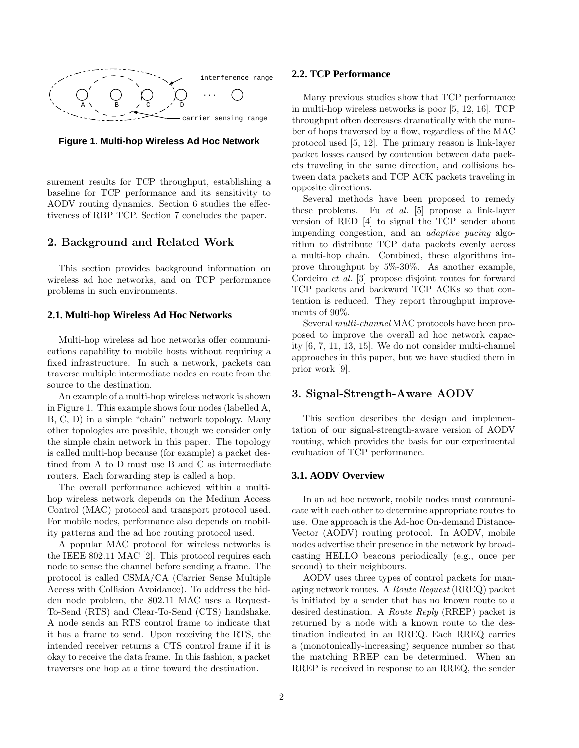Figure 1. Multi-hop Wireless Ad Hoc Network

surement results for TCP throughput, establishing a baseline for TCP performance and its sensitivity to AODV routing dynamics. Section 6 studies the effectiveness of RBP TCP. Section 7 concludes the paper.

## 2. Background and Related Work

This section provides background information on wireless ad hoc networks, and on TCP performance problems in such environments.

### 2.1. Multi-hop Wireless Ad Hoc Networks

Multi-hop wireless ad hoc networks offer communications capability to mobile hosts without requiring a fixed infrastructure. In such a network, packets can traverse multiple intermediate nodes en route from the source to the destination.

An example of a multi-hop wireless network is shown in Figure 1. This example shows four nodes (labelled A, B, C, D) in a simple "chain" network topology. Many other topologies are possible, though we consider only the simple chain network in this paper. The topology is called multi-hop because (for example) a packet destined from A to D must use B and C as intermediate routers. Each forwarding step is called a hop.

The overall performance achieved within a multi-hop wireless network depends on the Medium Access Control (MAC) protocol and transport protocol used. For mobile nodes, performance also depends on mobility patterns and the ad hoc routing protocol used.

A popular MAC protocol for wireless networks is the IEEE 802.11 MAC [2]. This protocol requires each node to sense the channel before sending a frame. The protocol is called CSMA/CA (Carrier Sense Multiple Access with Collision Avoidance). To address the hidden node problem, the 802.11 MAC uses a Request-To-Send (RTS) and Clear-To-Send (CTS) handshake. A node sends an RTS control frame to indicate that it has a frame to send. Upon receiving the RTS, the intended receiver returns a CTS control frame if it is okay to receive the data frame. In this fashion, a packet traverses one hop at a time toward the destination.

### 2.2. TCP Performance

Many previous studies show that TCP performance in multi-hop wireless networks is poor [5, 12, 16]. TCP throughput often decreases dramatically with the number of hops traversed by a flow, regardless of the MAC protocol used [5, 12]. The primary reason is link-layer packet losses caused by contention between data packets traveling in the same direction, and collisions between data packets and TCP ACK packets traveling in opposite directions.

Several methods have been proposed to remedy these problems. Fu *et al.* [5] propose a link-layer version of RED [4] to signal the TCP sender about impending congestion, and an *adaptive pacing* algorithm to distribute TCP data packets evenly across a multi-hop chain. Combined, these algorithms improve throughput by 5%-30%. As another example, Cordeiro *et al.* [3] propose disjoint routes for forward TCP packets and backward TCP ACKs so that contention is reduced. They report throughput improvements of 90%.

Several *multi-channel* MAC protocols have been proposed to improve the overall ad hoc network capacity [6, 7, 11, 13, 15]. We do not consider multi-channel approaches in this paper, but we have studied them in prior work [9].

## 3. Signal-Strength-Aware AODV

This section describes the design and implementation of our signal-strength-aware version of AODV routing, which provides the basis for our experimental evaluation of TCP performance.

### 3.1. AODV Overview

In an ad hoc network, mobile nodes must communicate with each other to determine appropriate routes to use. One approach is the Ad-hoc On-demand Distance-Vector (AODV) routing protocol. In AODV, mobile nodes advertise their presence in the network by broadcasting HELLO beacons periodically (e.g., once per second) to their neighbours.

AODV uses three types of control packets for managing network routes. A *Route Request* (RREQ) packet is initiated by a sender that has no known route to a desired destination. A *Route Reply* (RREP) packet is returned by a node with a known route to the destination indicated in an RREQ. Each RREQ carries a (monotonically-increasing) sequence number so that the matching RREP can be determined. When an RREP is received in response to an RREQ, the sender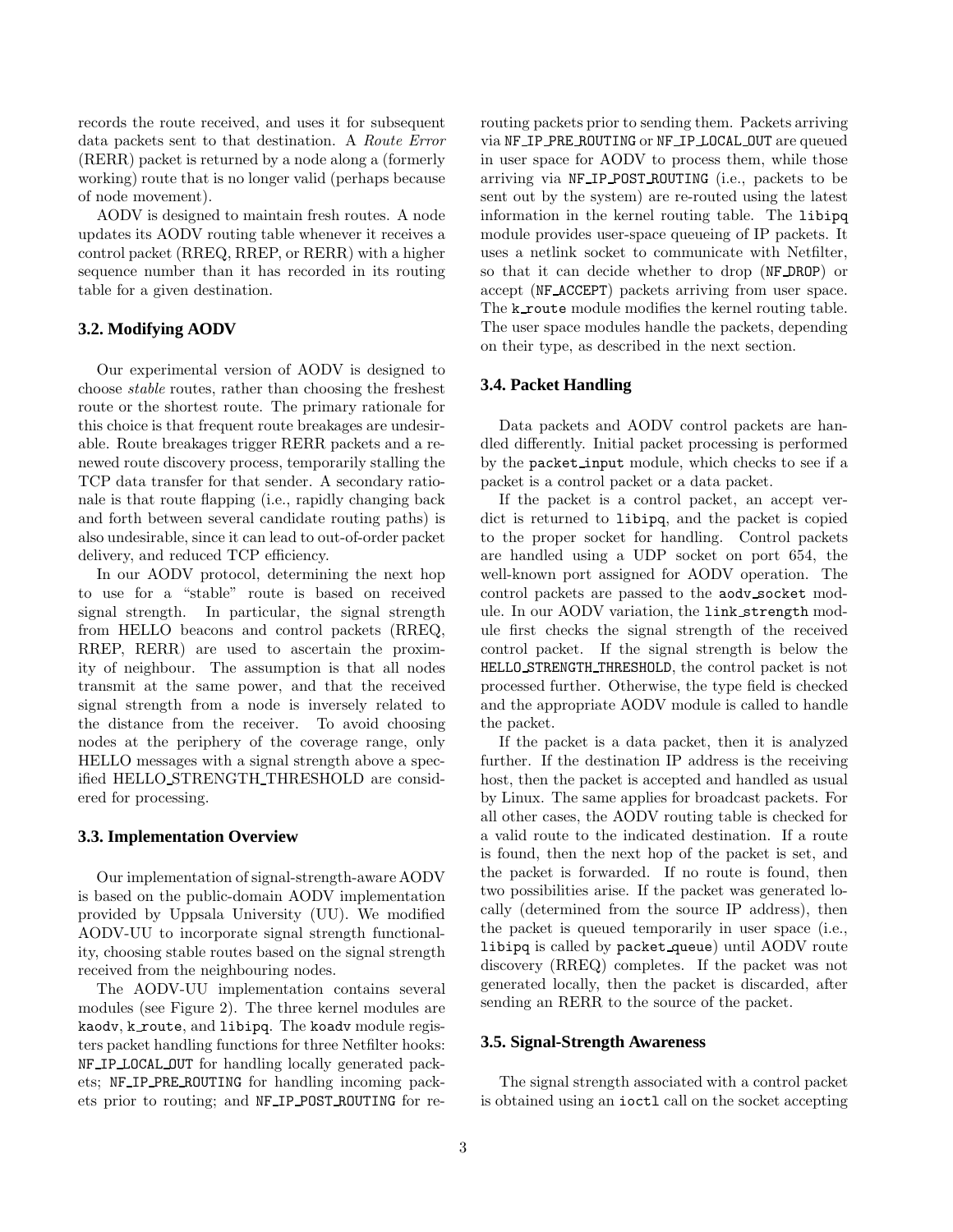records the route received, and uses it for subsequent data packets sent to that destination. A *Route Error* (RERR) packet is returned by a node along a (formerly working) route that is no longer valid (perhaps because of node movement).

AODV is designed to maintain fresh routes. A node updates its AODV routing table whenever it receives a control packet (RREQ, RREP, or RERR) with a higher sequence number than it has recorded in its routing table for a given destination.

### 3.2. Modifying AODV

Our experimental version of AODV is designed to choose *stable* routes, rather than choosing the freshest route or the shortest route. The primary rationale for this choice is that frequent route breakages are undesirable. Route breakages trigger RERR packets and a renewed route discovery process, temporarily stalling the TCP data transfer for that sender. A secondary rationale is that route flapping (i.e., rapidly changing back and forth between several candidate routing paths) is also undesirable, since it can lead to out-of-order packet delivery, and reduced TCP efficiency.

In our AODV protocol, determining the next hop to use for a "stable" route is based on received signal strength. In particular, the signal strength from HELLO beacons and control packets (RREQ, RREP, RERR) are used to ascertain the proximity of neighbour. The assumption is that all nodes transmit at the same power, and that the received signal strength from a node is inversely related to the distance from the receiver. To avoid choosing nodes at the periphery of the coverage range, only HELLO messages with a signal strength above a specified HELLO_STRENGTH_THRESHOLD are considered for processing.

### 3.3. Implementation Overview

Our implementation of signal-strength-aware AODV is based on the public-domain AODV implementation provided by Uppsala University (UU). We modified AODV-UU to incorporate signal strength functionality, choosing stable routes based on the signal strength received from the neighbouring nodes.

The AODV-UU implementation contains several modules (see Figure 2). The three kernel modules are `kaodv`, `k_route`, and `libipq`. The `koadv` module registers packet handling functions for three Netfilter hooks: `NF_IP_LOCAL_OUT` for handling locally generated packets; `NF_IP_PRE_ROUTING` for handling incoming packets prior to routing; and `NF_IP_POST_ROUTING` for re-routing packets prior to sending them. Packets arriving via `NF_IP_PRE_ROUTING` or `NF_IP_LOCAL_OUT` are queued in user space for AODV to process them, while those arriving via `NF_IP_POST_ROUTING` (i.e., packets to be sent out by the system) are re-routed using the latest information in the kernel routing table. The `libipq` module provides user-space queueing of IP packets. It uses a netlink socket to communicate with Netfilter, so that it can decide whether to drop (`NF_DROP`) or accept (`NF_ACCEPT`) packets arriving from user space. The `k_route` module modifies the kernel routing table. The user space modules handle the packets, depending on their type, as described in the next section.

### 3.4. Packet Handling

Data packets and AODV control packets are handled differently. Initial packet processing is performed by the `packet_input` module, which checks to see if a packet is a control packet or a data packet.

If the packet is a control packet, an accept verdict is returned to `libipq`, and the packet is copied to the proper socket for handling. Control packets are handled using a UDP socket on port 654, the well-known port assigned for AODV operation. The control packets are passed to the `aodv_socket` module. In our AODV variation, the `link_strength` module first checks the signal strength of the received control packet. If the signal strength is below the `HELLO_STRENGTH_THRESHOLD`, the control packet is not processed further. Otherwise, the type field is checked and the appropriate AODV module is called to handle the packet.

If the packet is a data packet, then it is analyzed further. If the destination IP address is the receiving host, then the packet is accepted and handled as usual by Linux. The same applies for broadcast packets. For all other cases, the AODV routing table is checked for a valid route to the indicated destination. If a route is found, then the next hop of the packet is set, and the packet is forwarded. If no route is found, then two possibilities arise. If the packet was generated locally (determined from the source IP address), then the packet is queued temporarily in user space (i.e., `libipq` is called by `packet_queue`) until AODV route discovery (RREQ) completes. If the packet was not generated locally, then the packet is discarded, after sending an RERR to the source of the packet.

### 3.5. Signal-Strength Awareness

The signal strength associated with a control packet is obtained using an `ioctl` call on the socket accepting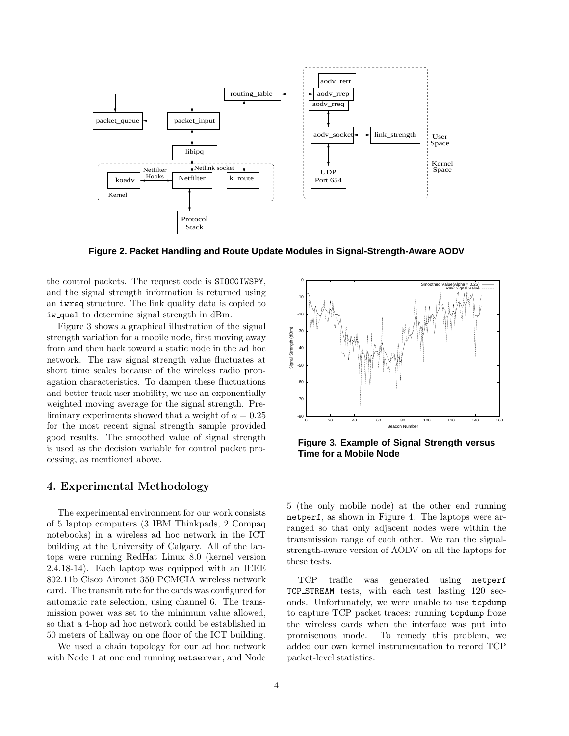Figure 2. Packet Handling and Route Update Modules in Signal-Strength-Aware AODV

the control packets. The request code is SIOCGIWSPY, and the signal strength information is returned using an iwreq structure. The link quality data is copied to iw_qual to determine signal strength in dBm.

Figure 3 shows a graphical illustration of the signal strength variation for a mobile node, first moving away from and then back toward a static node in the ad hoc network. The raw signal strength value fluctuates at short time scales because of the wireless radio propagation characteristics. To dampen these fluctuations and better track user mobility, we use an exponentially weighted moving average for the signal strength. Preliminary experiments showed that a weight of $\alpha = 0.25$ for the most recent signal strength sample provided good results. The smoothed value of signal strength is used as the decision variable for control packet processing, as mentioned above.

Figure 3. Example of Signal Strength versus Time for a Mobile Node

## 4. Experimental Methodology

The experimental environment for our work consists of 5 laptop computers (3 IBM Thinkpads, 2 Compaq notebooks) in a wireless ad hoc network in the ICT building at the University of Calgary. All of the laptops were running RedHat Linux 8.0 (kernel version 2.4.18-14). Each laptop was equipped with an IEEE 802.11b Cisco Aironet 350 PCMCIA wireless network card. The transmit rate for the cards was configured for automatic rate selection, using channel 6. The transmission power was set to the minimum value allowed, so that a 4-hop ad hoc network could be established in 50 meters of hallway on one floor of the ICT building.

We used a chain topology for our ad hoc network with Node 1 at one end running netserver, and Node 5 (the only mobile node) at the other end running netperf, as shown in Figure 4. The laptops were arranged so that only adjacent nodes were within the transmission range of each other. We ran the signal-strength-aware version of AODV on all the laptops for these tests.

TCP traffic was generated using netperf TCP_STREAM tests, with each test lasting 120 seconds. Unfortunately, we were unable to use tcpdump to capture TCP packet traces: running tcpdump froze the wireless cards when the interface was put into promiscuous mode. To remedy this problem, we added our own kernel instrumentation to record TCP packet-level statistics.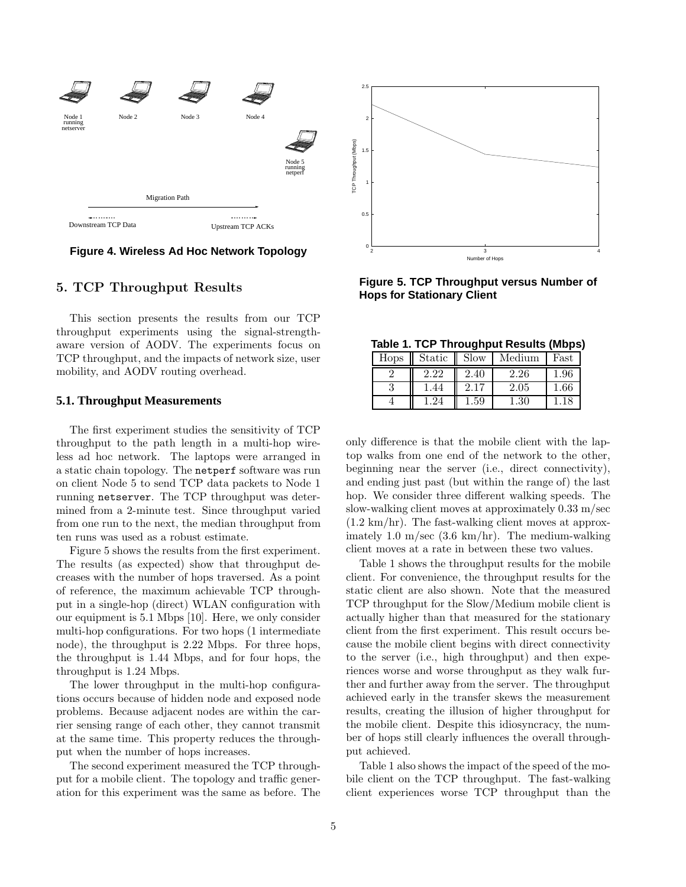Figure 4. Wireless Ad Hoc Network Topology

Figure 5. TCP Throughput versus Number of Hops for Stationary Client

## 5. TCP Throughput Results

This section presents the results from our TCP throughput experiments using the signal-strength-aware version of AODV. The experiments focus on TCP throughput, and the impacts of network size, user mobility, and AODV routing overhead.

### 5.1. Throughput Measurements

The first experiment studies the sensitivity of TCP throughput to the path length in a multi-hop wireless ad hoc network. The laptops were arranged in a static chain topology. The `netperf` software was run on client Node 5 to send TCP data packets to Node 1 running `netserver`. The TCP throughput was determined from a 2-minute test. Since throughput varied from one run to the next, the median throughput from ten runs was used as a robust estimate.

Figure 5 shows the results from the first experiment. The results (as expected) show that throughput decreases with the number of hops traversed. As a point of reference, the maximum achievable TCP throughput in a single-hop (direct) WLAN configuration with our equipment is 5.1 Mbps [10]. Here, we only consider multi-hop configurations. For two hops (1 intermediate node), the throughput is 2.22 Mbps. For three hops, the throughput is 1.44 Mbps, and for four hops, the throughput is 1.24 Mbps.

The lower throughput in the multi-hop configurations occurs because of hidden node and exposed node problems. Because adjacent nodes are within the carrier sensing range of each other, they cannot transmit at the same time. This property reduces the throughput when the number of hops increases.

The second experiment measured the TCP throughput for a mobile client. The topology and traffic generation for this experiment was the same as before. The only difference is that the mobile client with the laptop walks from one end of the network to the other, beginning near the server (i.e., direct connectivity), and ending just past (but within the range of) the last hop. We consider three different walking speeds. The slow-walking client moves at approximately 0.33 m/sec (1.2 km/hr). The fast-walking client moves at approximately 1.0 m/sec (3.6 km/hr). The medium-walking client moves at a rate in between these two values.

**Table 1. TCP Throughput Results (Mbps)**

| Hops | Static | Slow | Medium | Fast |
|---|---|---|---|---|
| 2 | 2.22 | 2.40 | 2.26 | 1.96 |
| 3 | 1.44 | 2.17 | 2.05 | 1.66 |
| 4 | 1.24 | 1.59 | 1.30 | 1.18 |

Table 1 shows the throughput results for the mobile client. For convenience, the throughput results for the static client are also shown. Note that the measured TCP throughput for the Slow/Medium mobile client is actually higher than that measured for the stationary client from the first experiment. This result occurs because the mobile client begins with direct connectivity to the server (i.e., high throughput) and then experiences worse and worse throughput as they walk further and further away from the server. The throughput achieved early in the transfer skews the measurement results, creating the illusion of higher throughput for the mobile client. Despite this idiosyncracy, the number of hops still clearly influences the overall throughput achieved.

Table 1 also shows the impact of the speed of the mobile client on the TCP throughput. The fast-walking client experiences worse TCP throughput than the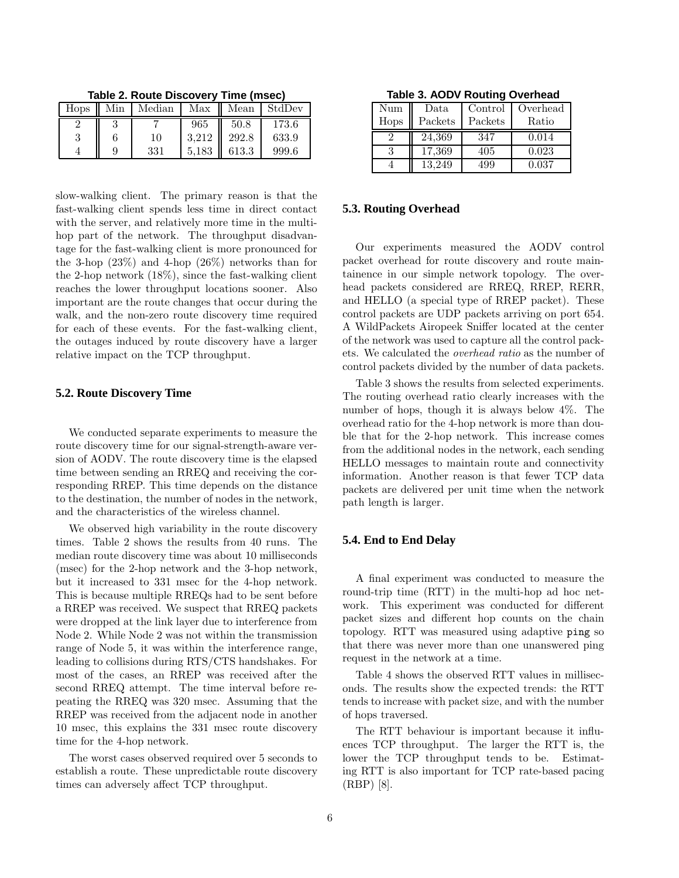**Table 2. Route Discovery Time (msec)**

| Hops | Min | Median | Max | Mean | StdDev |
|---|---|---|---|---|---|
| 2 | 3 | 7 | 965 | 50.8 | 173.6 |
| 3 | 6 | 10 | 3,212 | 292.8 | 633.9 |
| 4 | 9 | 331 | 5,183 | 613.3 | 999.6 |

slow-walking client. The primary reason is that the fast-walking client spends less time in direct contact with the server, and relatively more time in the multi-hop part of the network. The throughput disadvantage for the fast-walking client is more pronounced for the 3-hop (23%) and 4-hop (26%) networks than for the 2-hop network (18%), since the fast-walking client reaches the lower throughput locations sooner. Also important are the route changes that occur during the walk, and the non-zero route discovery time required for each of these events. For the fast-walking client, the outages induced by route discovery have a larger relative impact on the TCP throughput.

### 5.2. Route Discovery Time

We conducted separate experiments to measure the route discovery time for our signal-strength-aware version of AODV. The route discovery time is the elapsed time between sending an RREQ and receiving the corresponding RREP. This time depends on the distance to the destination, the number of nodes in the network, and the characteristics of the wireless channel.

We observed high variability in the route discovery times. Table 2 shows the results from 40 runs. The median route discovery time was about 10 milliseconds (msec) for the 2-hop network and the 3-hop network, but it increased to 331 msec for the 4-hop network. This is because multiple RREQs had to be sent before a RREP was received. We suspect that RREQ packets were dropped at the link layer due to interference from Node 2. While Node 2 was not within the transmission range of Node 5, it was within the interference range, leading to collisions during RTS/CTS handshakes. For most of the cases, an RREP was received after the second RREQ attempt. The time interval before repeating the RREQ was 320 msec. Assuming that the RREP was received from the adjacent node in another 10 msec, this explains the 331 msec route discovery time for the 4-hop network.

The worst cases observed required over 5 seconds to establish a route. These unpredictable route discovery times can adversely affect TCP throughput.

**Table 3. AODV Routing Overhead**

| Num Hops | Data Packets | Control Packets | Overhead Ratio |
|---|---|---|---|
| 2 | 24,369 | 347 | 0.014 |
| 3 | 17,369 | 405 | 0.023 |
| 4 | 13,249 | 499 | 0.037 |

### 5.3. Routing Overhead

Our experiments measured the AODV control packet overhead for route discovery and route maintainence in our simple network topology. The overhead packets considered are RREQ, RREP, RERR, and HELLO (a special type of RREP packet). These control packets are UDP packets arriving on port 654. A WildPackets Airopeek Sniffer located at the center of the network was used to capture all the control packets. We calculated the *overhead ratio* as the number of control packets divided by the number of data packets.

Table 3 shows the results from selected experiments. The routing overhead ratio clearly increases with the number of hops, though it is always below 4%. The overhead ratio for the 4-hop network is more than double that for the 2-hop network. This increase comes from the additional nodes in the network, each sending HELLO messages to maintain route and connectivity information. Another reason is that fewer TCP data packets are delivered per unit time when the network path length is larger.

### 5.4. End to End Delay

A final experiment was conducted to measure the round-trip time (RTT) in the multi-hop ad hoc network. This experiment was conducted for different packet sizes and different hop counts on the chain topology. RTT was measured using adaptive `ping` so that there was never more than one unanswered ping request in the network at a time.

Table 4 shows the observed RTT values in milliseconds. The results show the expected trends: the RTT tends to increase with packet size, and with the number of hops traversed.

The RTT behaviour is important because it influences TCP throughput. The larger the RTT is, the lower the TCP throughput tends to be. Estimating RTT is also important for TCP rate-based pacing (RBP) [8].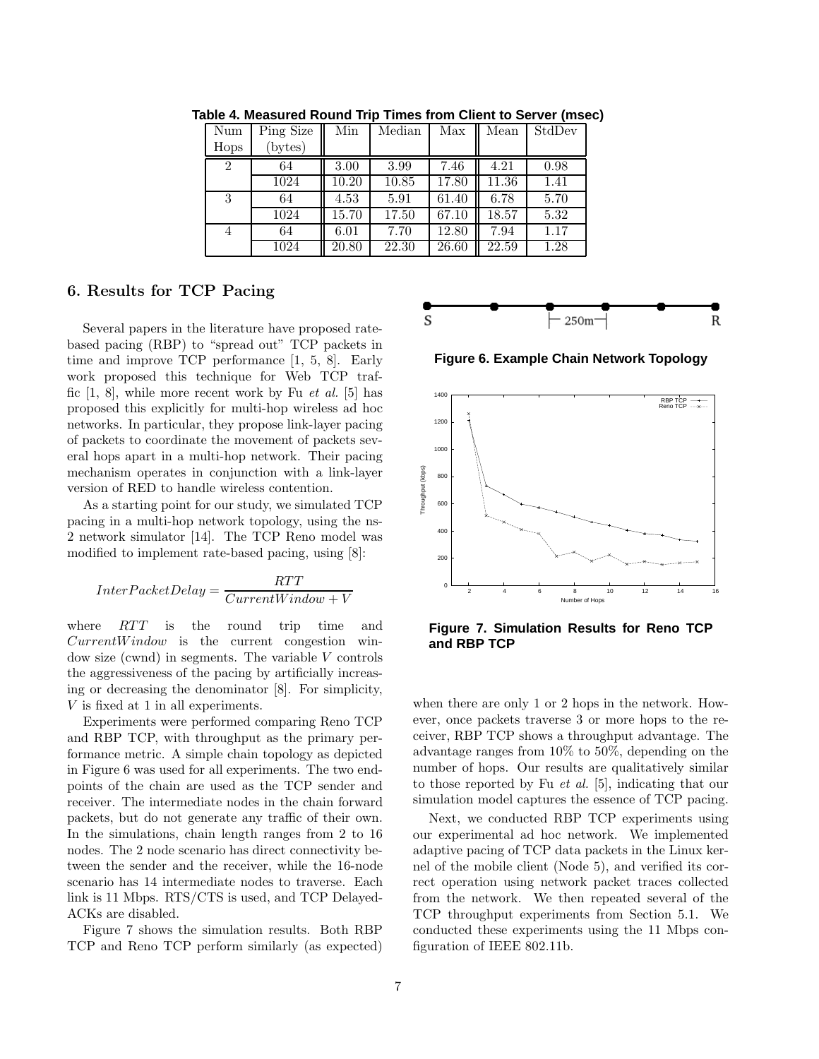**Table 4. Measured Round Trip Times from Client to Server (msec)**

| Num Hops | Ping Size (bytes) | Min | Median | Max | Mean | StdDev |
|---|---|---|---|---|---|---|
| 2 | 64 | 3.00 | 3.99 | 7.46 | 4.21 | 0.98 |
| | 1024 | 10.20 | 10.85 | 17.80 | 11.36 | 1.41 |
| 3 | 64 | 4.53 | 5.91 | 61.40 | 6.78 | 5.70 |
| | 1024 | 15.70 | 17.50 | 67.10 | 18.57 | 5.32 |
| 4 | 64 | 6.01 | 7.70 | 12.80 | 7.94 | 1.17 |
| | 1024 | 20.80 | 22.30 | 26.60 | 22.59 | 1.28 |

## 6. Results for TCP Pacing

Several papers in the literature have proposed rate-based pacing (RBP) to "spread out" TCP packets in time and improve TCP performance [1, 5, 8]. Early work proposed this technique for Web TCP traffic [1, 8], while more recent work by Fu *et al.* [5] has proposed this explicitly for multi-hop wireless ad hoc networks. In particular, they propose link-layer pacing of packets to coordinate the movement of packets several hops apart in a multi-hop network. Their pacing mechanism operates in conjunction with a link-layer version of RED to handle wireless contention.

As a starting point for our study, we simulated TCP pacing in a multi-hop network topology, using the ns-2 network simulator [14]. The TCP Reno model was modified to implement rate-based pacing, using [8]:

$$InterPacketDelay = \frac{RTT}{CurrentWindow + V}$$

where $RTT$ is the round trip time and $CurrentWindow$ is the current congestion window size (cwnd) in segments. The variable $V$ controls the aggressiveness of the pacing by artificially increasing or decreasing the denominator [8]. For simplicity, $V$ is fixed at 1 in all experiments.

Experiments were performed comparing Reno TCP and RBP TCP, with throughput as the primary performance metric. A simple chain topology as depicted in Figure 6 was used for all experiments. The two endpoints of the chain are used as the TCP sender and receiver. The intermediate nodes in the chain forward packets, but do not generate any traffic of their own. In the simulations, chain length ranges from 2 to 16 nodes. The 2 node scenario has direct connectivity between the sender and the receiver, while the 16-node scenario has 14 intermediate nodes to traverse. Each link is 11 Mbps. RTS/CTS is used, and TCP Delayed-ACKs are disabled.

Figure 7 shows the simulation results. Both RBP TCP and Reno TCP perform similarly (as expected) when there are only 1 or 2 hops in the network. However, once packets traverse 3 or more hops to the receiver, RBP TCP shows a throughput advantage. The advantage ranges from 10% to 50%, depending on the number of hops. Our results are qualitatively similar to those reported by Fu *et al.* [5], indicating that our simulation model captures the essence of TCP pacing.

**Figure 6. Example Chain Network Topology**

**Figure 7. Simulation Results for Reno TCP and RBP TCP**

Next, we conducted RBP TCP experiments using our experimental ad hoc network. We implemented adaptive pacing of TCP data packets in the Linux kernel of the mobile client (Node 5), and verified its correct operation using network packet traces collected from the network. We then repeated several of the TCP throughput experiments from Section 5.1. We conducted these experiments using the 11 Mbps configuration of IEEE 802.11b.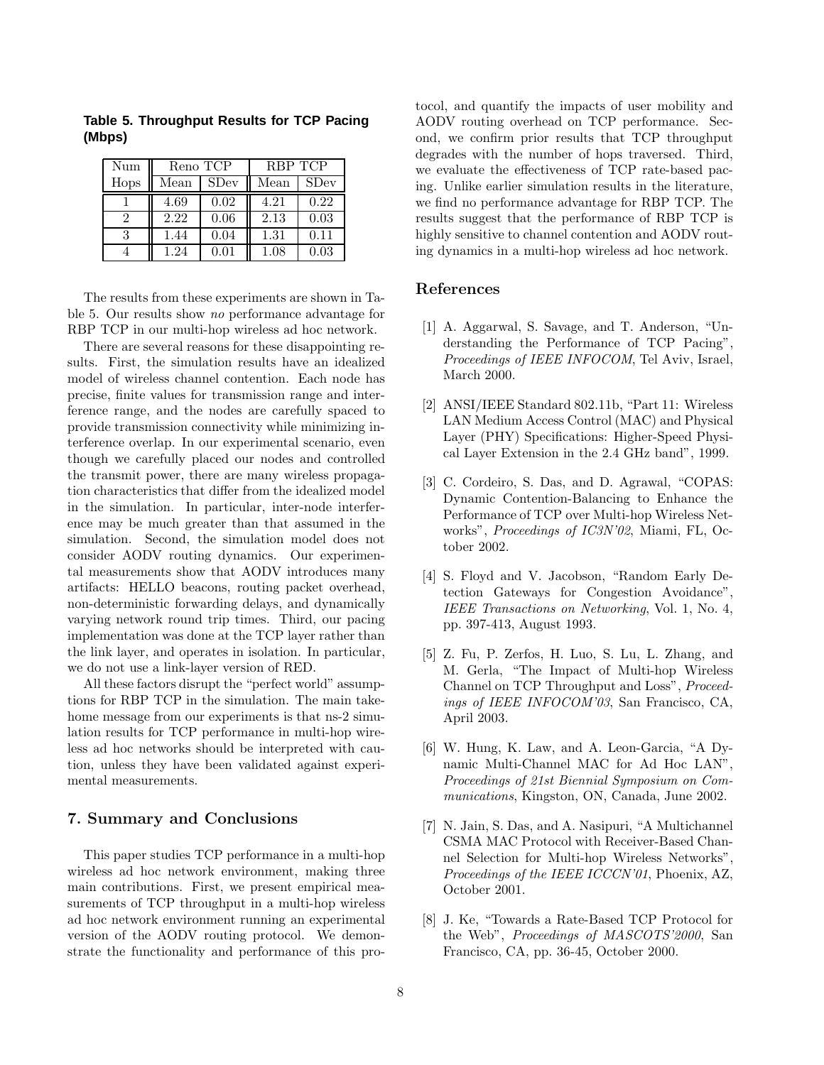**Table 5. Throughput Results for TCP Pacing (Mbps)**

| Num | Reno TCP | | RBP TCP | |
|---|---|---|---|---|
| Hops | Mean | SDev | Mean | SDev |
| 1 | 4.69 | 0.02 | 4.21 | 0.22 |
| 2 | 2.22 | 0.06 | 2.13 | 0.03 |
| 3 | 1.44 | 0.04 | 1.31 | 0.11 |
| 4 | 1.24 | 0.01 | 1.08 | 0.03 |

The results from these experiments are shown in Table 5. Our results show *no* performance advantage for RBP TCP in our multi-hop wireless ad hoc network.

There are several reasons for these disappointing results. First, the simulation results have an idealized model of wireless channel contention. Each node has precise, finite values for transmission range and interference range, and the nodes are carefully spaced to provide transmission connectivity while minimizing interference overlap. In our experimental scenario, even though we carefully placed our nodes and controlled the transmit power, there are many wireless propagation characteristics that differ from the idealized model in the simulation. In particular, inter-node interference may be much greater than that assumed in the simulation. Second, the simulation model does not consider AODV routing dynamics. Our experimental measurements show that AODV introduces many artifacts: HELLO beacons, routing packet overhead, non-deterministic forwarding delays, and dynamically varying network round trip times. Third, our pacing implementation was done at the TCP layer rather than the link layer, and operates in isolation. In particular, we do not use a link-layer version of RED.

All these factors disrupt the "perfect world" assumptions for RBP TCP in the simulation. The main take-home message from our experiments is that ns-2 simulation results for TCP performance in multi-hop wireless ad hoc networks should be interpreted with caution, unless they have been validated against experimental measurements.

## 7. Summary and Conclusions

This paper studies TCP performance in a multi-hop wireless ad hoc network environment, making three main contributions. First, we present empirical measurements of TCP throughput in a multi-hop wireless ad hoc network environment running an experimental version of the AODV routing protocol. We demonstrate the functionality and performance of this protocol, and quantify the impacts of user mobility and AODV routing overhead on TCP performance. Second, we confirm prior results that TCP throughput degrades with the number of hops traversed. Third, we evaluate the effectiveness of TCP rate-based pacing. Unlike earlier simulation results in the literature, we find no performance advantage for RBP TCP. The results suggest that the performance of RBP TCP is highly sensitive to channel contention and AODV routing dynamics in a multi-hop wireless ad hoc network.

## References

[1] A. Aggarwal, S. Savage, and T. Anderson, "Understanding the Performance of TCP Pacing", *Proceedings of IEEE INFOCOM*, Tel Aviv, Israel, March 2000.

[2] ANSI/IEEE Standard 802.11b, "Part 11: Wireless LAN Medium Access Control (MAC) and Physical Layer (PHY) Specifications: Higher-Speed Physical Layer Extension in the 2.4 GHz band", 1999.

[3] C. Cordeiro, S. Das, and D. Agrawal, "COPAS: Dynamic Contention-Balancing to Enhance the Performance of TCP over Multi-hop Wireless Networks", *Proceedings of IC3N'02*, Miami, FL, October 2002.

[4] S. Floyd and V. Jacobson, "Random Early Detection Gateways for Congestion Avoidance", *IEEE Transactions on Networking*, Vol. 1, No. 4, pp. 397-413, August 1993.

[5] Z. Fu, P. Zerfos, H. Luo, S. Lu, L. Zhang, and M. Gerla, "The Impact of Multi-hop Wireless Channel on TCP Throughput and Loss", *Proceedings of IEEE INFOCOM'03*, San Francisco, CA, April 2003.

[6] W. Hung, K. Law, and A. Leon-Garcia, "A Dynamic Multi-Channel MAC for Ad Hoc LAN", *Proceedings of 21st Biennial Symposium on Communications*, Kingston, ON, Canada, June 2002.

[7] N. Jain, S. Das, and A. Nasipuri, "A Multichannel CSMA MAC Protocol with Receiver-Based Channel Selection for Multi-hop Wireless Networks", *Proceedings of the IEEE ICCCN'01*, Phoenix, AZ, October 2001.

[8] J. Ke, "Towards a Rate-Based TCP Protocol for the Web", *Proceedings of MASCOTS'2000*, San Francisco, CA, pp. 36-45, October 2000.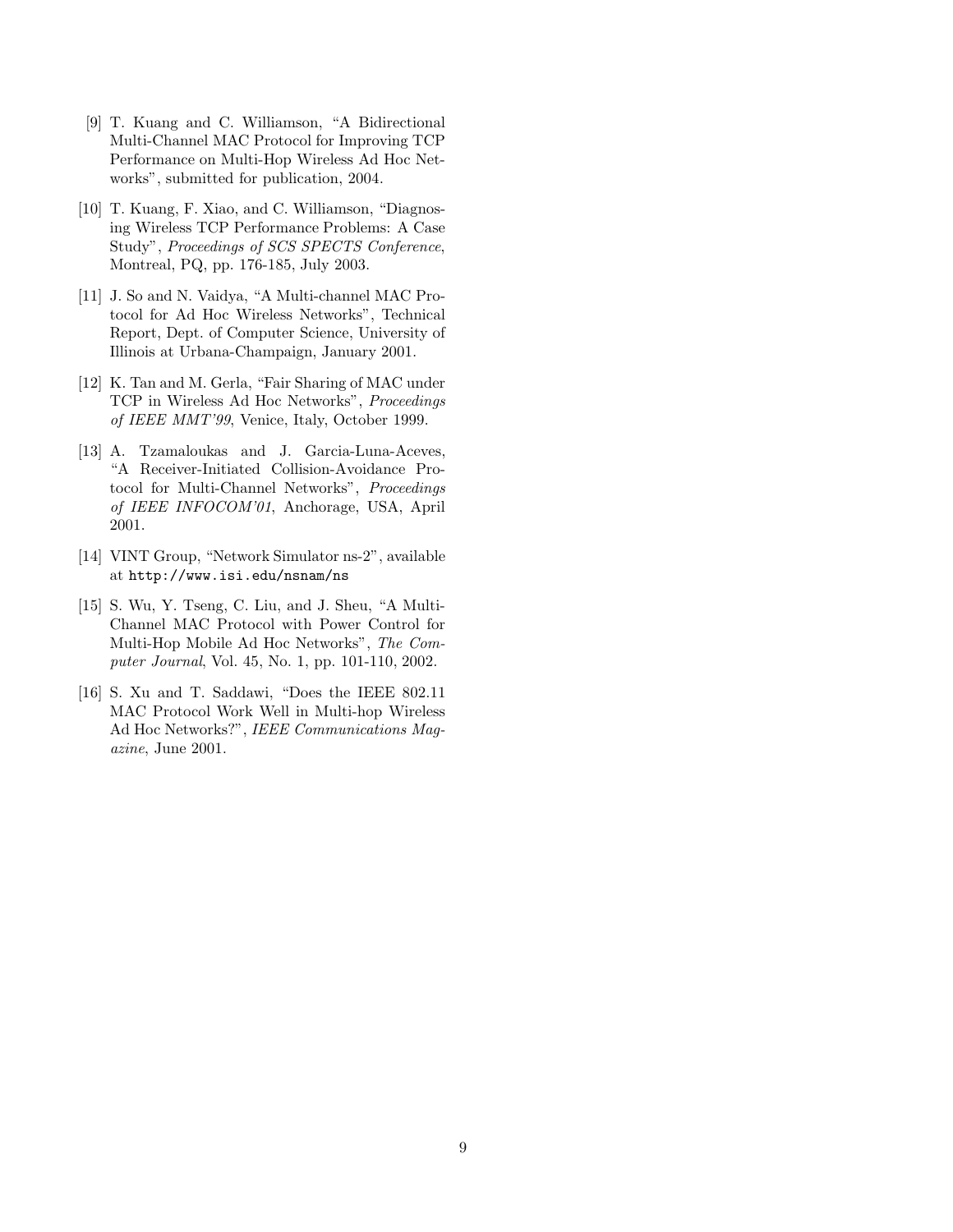[9] T. Kuang and C. Williamson, "A Bidirectional Multi-Channel MAC Protocol for Improving TCP Performance on Multi-Hop Wireless Ad Hoc Networks", submitted for publication, 2004.

[10] T. Kuang, F. Xiao, and C. Williamson, "Diagnosing Wireless TCP Performance Problems: A Case Study", *Proceedings of SCS SPECTS Conference*, Montreal, PQ, pp. 176-185, July 2003.

[11] J. So and N. Vaidya, "A Multi-channel MAC Protocol for Ad Hoc Wireless Networks", Technical Report, Dept. of Computer Science, University of Illinois at Urbana-Champaign, January 2001.

[12] K. Tan and M. Gerla, "Fair Sharing of MAC under TCP in Wireless Ad Hoc Networks", *Proceedings of IEEE MMT'99*, Venice, Italy, October 1999.

[13] A. Tzamaloukas and J. Garcia-Luna-Aceves, "A Receiver-Initiated Collision-Avoidance Protocol for Multi-Channel Networks", *Proceedings of IEEE INFOCOM'01*, Anchorage, USA, April 2001.

[14] VINT Group, "Network Simulator ns-2", available at `http://www.isi.edu/nsnam/ns`

[15] S. Wu, Y. Tseng, C. Liu, and J. Sheu, "A Multi-Channel MAC Protocol with Power Control for Multi-Hop Mobile Ad Hoc Networks", *The Computer Journal*, Vol. 45, No. 1, pp. 101-110, 2002.

[16] S. Xu and T. Saddawi, "Does the IEEE 802.11 MAC Protocol Work Well in Multi-hop Wireless Ad Hoc Networks?", *IEEE Communications Magazine*, June 2001.